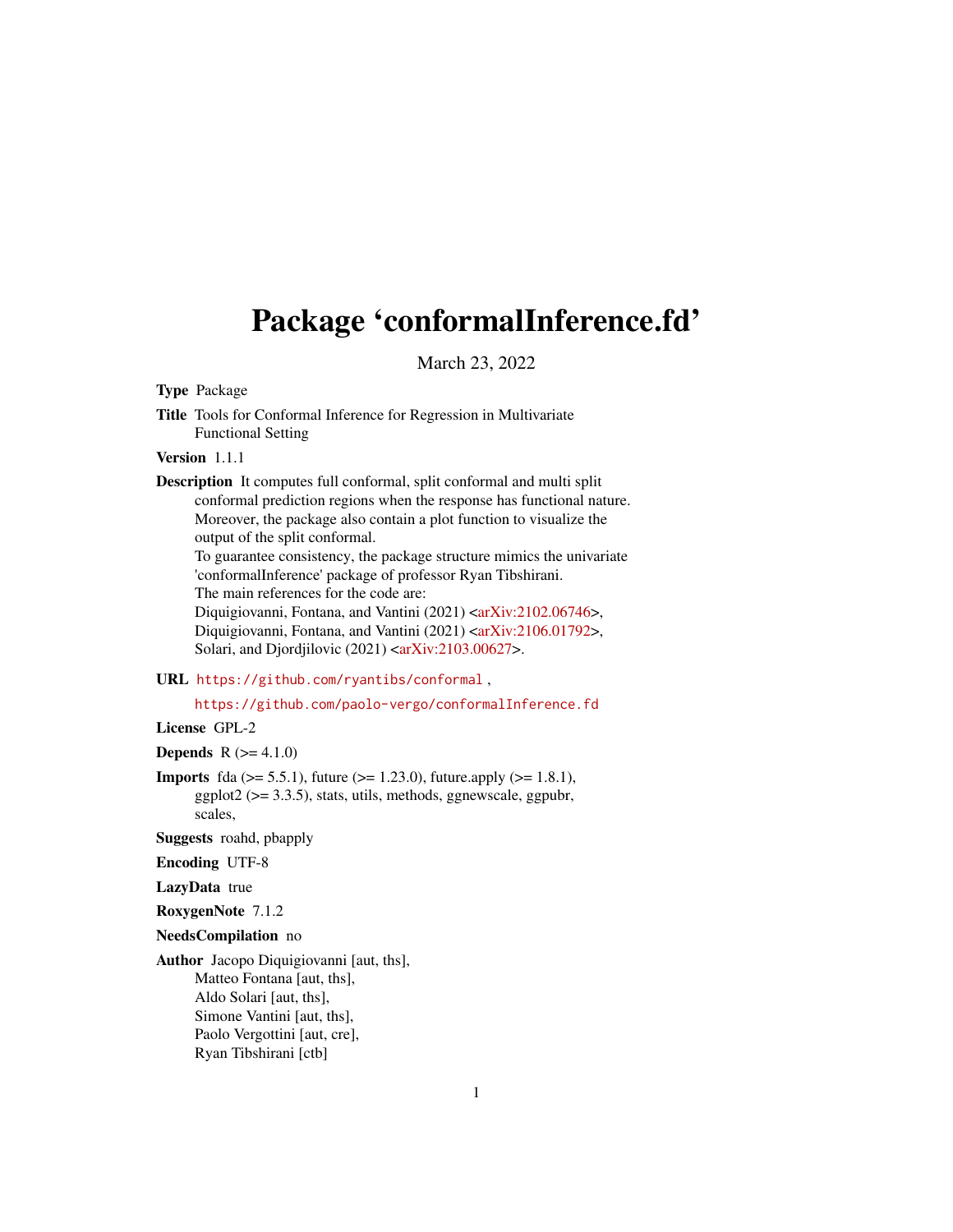# Package 'conformalInference.fd'

March 23, 2022

**Type** Package

**Title** Tools for Conformal Inference for Regression in Multivariate Functional Setting

**Version** 1.1.1

**Description** It computes full conformal, split conformal and multi split conformal prediction regions when the response has functional nature. Moreover, the package also contain a plot function to visualize the output of the split conformal.
To guarantee consistency, the package structure mimics the univariate 'conformalInference' package of professor Ryan Tibshirani.
The main references for the code are:
Diquigiovanni, Fontana, and Vantini (2021) <arXiv:2102.06746>,
Diquigiovanni, Fontana, and Vantini (2021) <arXiv:2106.01792>,
Solari, and Djordjilovic (2021) <arXiv:2103.00627>.

**URL** https://github.com/ryantibs/conformal ,

https://github.com/paolo-vergo/conformalInference.fd

**License** GPL-2

**Depends** R (>= 4.1.0)

**Imports** fda (>= 5.5.1), future (>= 1.23.0), future.apply (>= 1.8.1), ggplot2 (>= 3.3.5), stats, utils, methods, ggnewscale, ggpubr, scales,

**Suggests** roahd, pbapply

**Encoding** UTF-8

**LazyData** true

**RoxygenNote** 7.1.2

**NeedsCompilation** no

**Author** Jacopo Diquigiovanni [aut, ths],
Matteo Fontana [aut, ths],
Aldo Solari [aut, ths],
Simone Vantini [aut, ths],
Paolo Vergottini [aut, cre],
Ryan Tibshirani [ctb]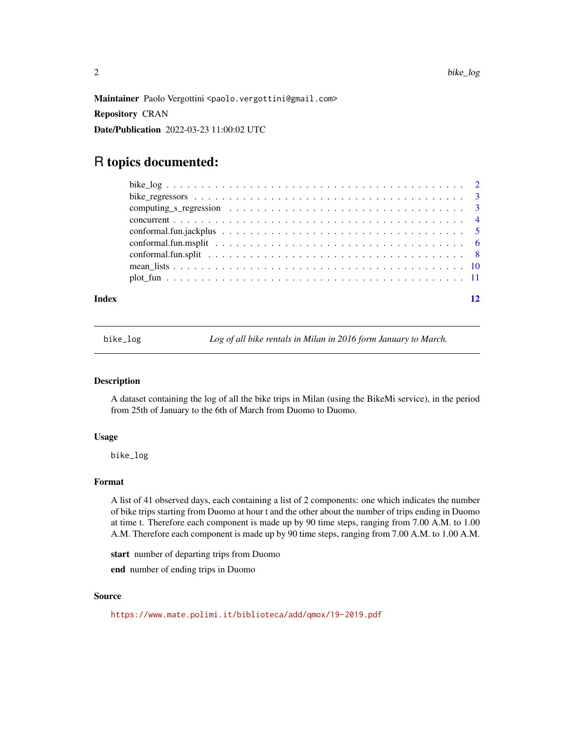**Maintainer** Paolo Vergottini <paolo.vergottini@gmail.com>

**Repository** CRAN

**Date/Publication** 2022-03-23 11:00:02 UTC

# R topics documented:

| | |
|---|---|
| bike_log | 2 |
| bike_regressors | 3 |
| computing_s_regression | 3 |
| concurrent | 4 |
| conformal.fun.jackplus | 5 |
| conformal.fun.msplit | 6 |
| conformal.fun.split | 8 |
| mean_lists | 10 |
| plot_fun | 11 |
| **Index** | **12** |

---

`bike_log` *Log of all bike rentals in Milan in 2016 form January to March.*

---

### Description

A dataset containing the log of all the bike trips in Milan (using the BikeMi service), in the period from 25th of January to the 6th of March from Duomo to Duomo.

### Usage

```
bike_log
```

### Format

A list of 41 observed days, each containing a list of 2 components: one which indicates the number of bike trips starting from Duomo at hour t and the other about the number of trips ending in Duomo at time t. Therefore each component is made up by 90 time steps, ranging from 7.00 A.M. to 1.00 A.M. Therefore each component is made up by 90 time steps, ranging from 7.00 A.M. to 1.00 A.M.

**start** number of departing trips from Duomo

**end** number of ending trips in Duomo

### Source

https://www.mate.polimi.it/biblioteca/add/qmox/19-2019.pdf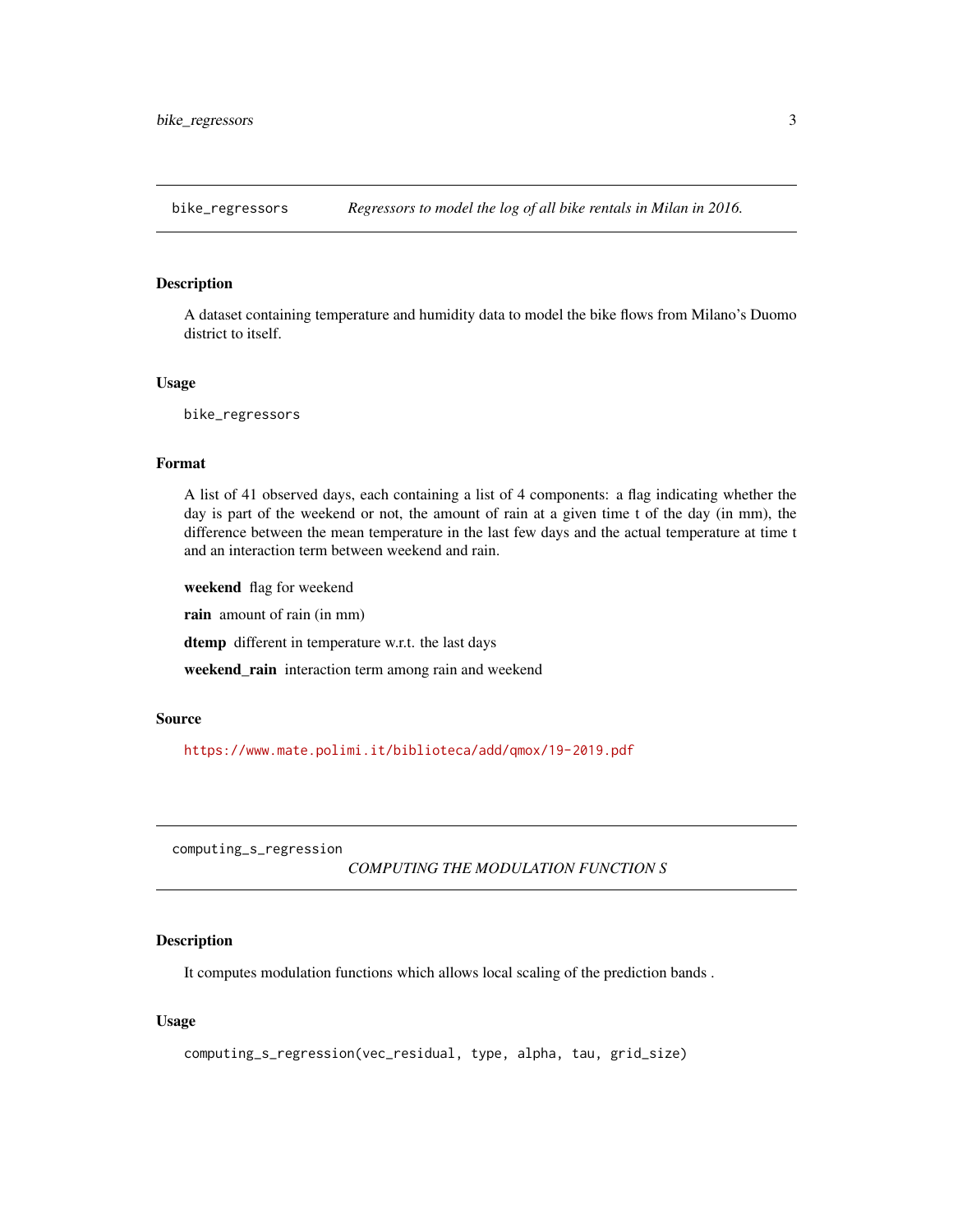## bike_regressors — *Regressors to model the log of all bike rentals in Milan in 2016.*

### Description

A dataset containing temperature and humidity data to model the bike flows from Milano's Duomo district to itself.

### Usage

```
bike_regressors
```

### Format

A list of 41 observed days, each containing a list of 4 components: a flag indicating whether the day is part of the weekend or not, the amount of rain at a given time t of the day (in mm), the difference between the mean temperature in the last few days and the actual temperature at time t and an interaction term between weekend and rain.

**weekend** flag for weekend

**rain** amount of rain (in mm)

**dtemp** different in temperature w.r.t. the last days

**weekend_rain** interaction term among rain and weekend

### Source

https://www.mate.polimi.it/biblioteca/add/qmox/19-2019.pdf

## computing_s_regression — *COMPUTING THE MODULATION FUNCTION S*

### Description

It computes modulation functions which allows local scaling of the prediction bands .

### Usage

```
computing_s_regression(vec_residual, type, alpha, tau, grid_size)
```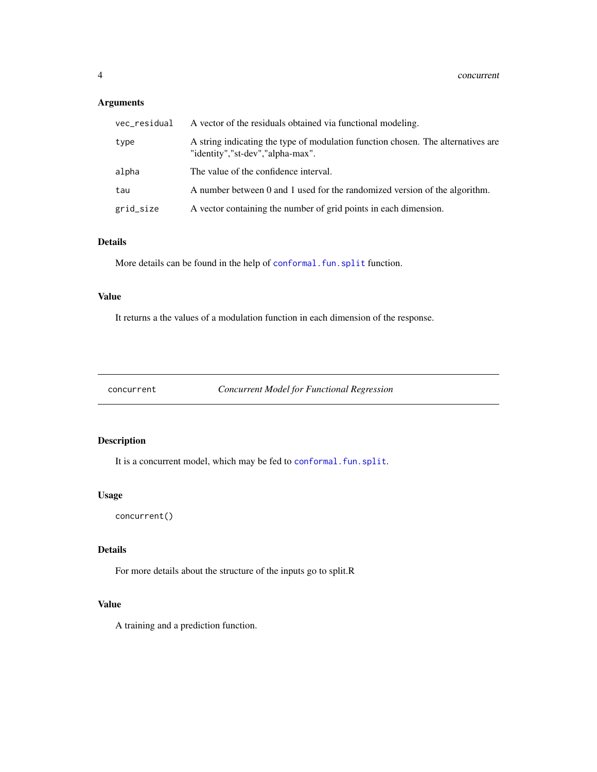## Arguments

| | |
|---|---|
| vec_residual | A vector of the residuals obtained via functional modeling. |
| type | A string indicating the type of modulation function chosen. The alternatives are "identity","st-dev","alpha-max". |
| alpha | The value of the confidence interval. |
| tau | A number between 0 and 1 used for the randomized version of the algorithm. |
| grid_size | A vector containing the number of grid points in each dimension. |

## Details

More details can be found in the help of `conformal.fun.split` function.

## Value

It returns a the values of a modulation function in each dimension of the response.

---

# concurrent — *Concurrent Model for Functional Regression*

---

## Description

It is a concurrent model, which may be fed to `conformal.fun.split`.

## Usage

```
concurrent()
```

## Details

For more details about the structure of the inputs go to split.R

## Value

A training and a prediction function.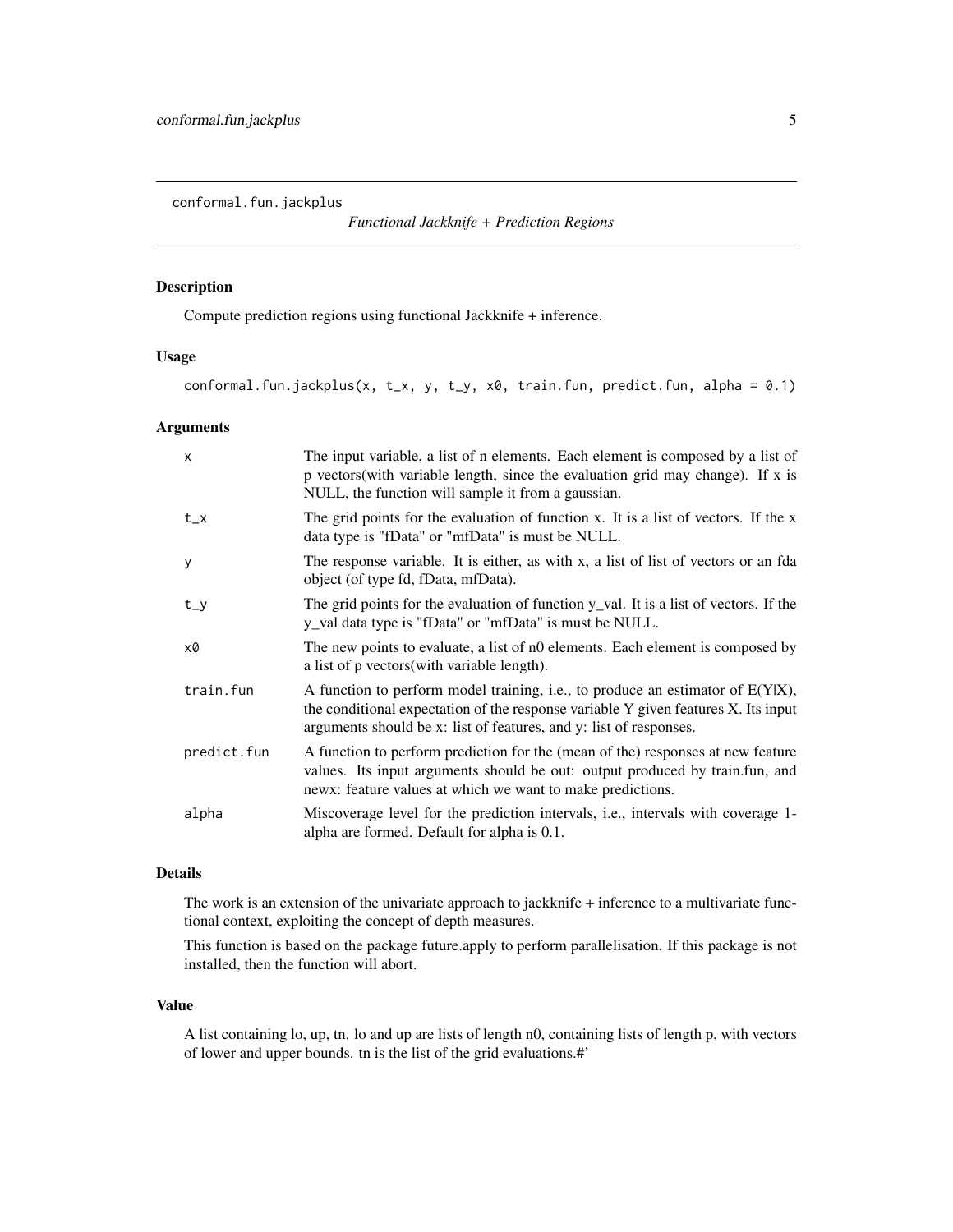conformal.fun.jackplus

*Functional Jackknife + Prediction Regions*

## Description

Compute prediction regions using functional Jackknife + inference.

## Usage

```
conformal.fun.jackplus(x, t_x, y, t_y, x0, train.fun, predict.fun, alpha = 0.1)
```

## Arguments

| | |
|---|---|
| x | The input variable, a list of n elements. Each element is composed by a list of p vectors(with variable length, since the evaluation grid may change). If x is NULL, the function will sample it from a gaussian. |
| t_x | The grid points for the evaluation of function x. It is a list of vectors. If the x data type is "fData" or "mfData" is must be NULL. |
| y | The response variable. It is either, as with x, a list of list of vectors or an fda object (of type fd, fData, mfData). |
| t_y | The grid points for the evaluation of function y_val. It is a list of vectors. If the y_val data type is "fData" or "mfData" is must be NULL. |
| x0 | The new points to evaluate, a list of n0 elements. Each element is composed by a list of p vectors(with variable length). |
| train.fun | A function to perform model training, i.e., to produce an estimator of E(Y\|X), the conditional expectation of the response variable Y given features X. Its input arguments should be x: list of features, and y: list of responses. |
| predict.fun | A function to perform prediction for the (mean of the) responses at new feature values. Its input arguments should be out: output produced by train.fun, and newx: feature values at which we want to make predictions. |
| alpha | Miscoverage level for the prediction intervals, i.e., intervals with coverage 1-alpha are formed. Default for alpha is 0.1. |

## Details

The work is an extension of the univariate approach to jackknife + inference to a multivariate functional context, exploiting the concept of depth measures.

This function is based on the package future.apply to perform parallelisation. If this package is not installed, then the function will abort.

## Value

A list containing lo, up, tn. lo and up are lists of length n0, containing lists of length p, with vectors of lower and upper bounds. tn is the list of the grid evaluations.#'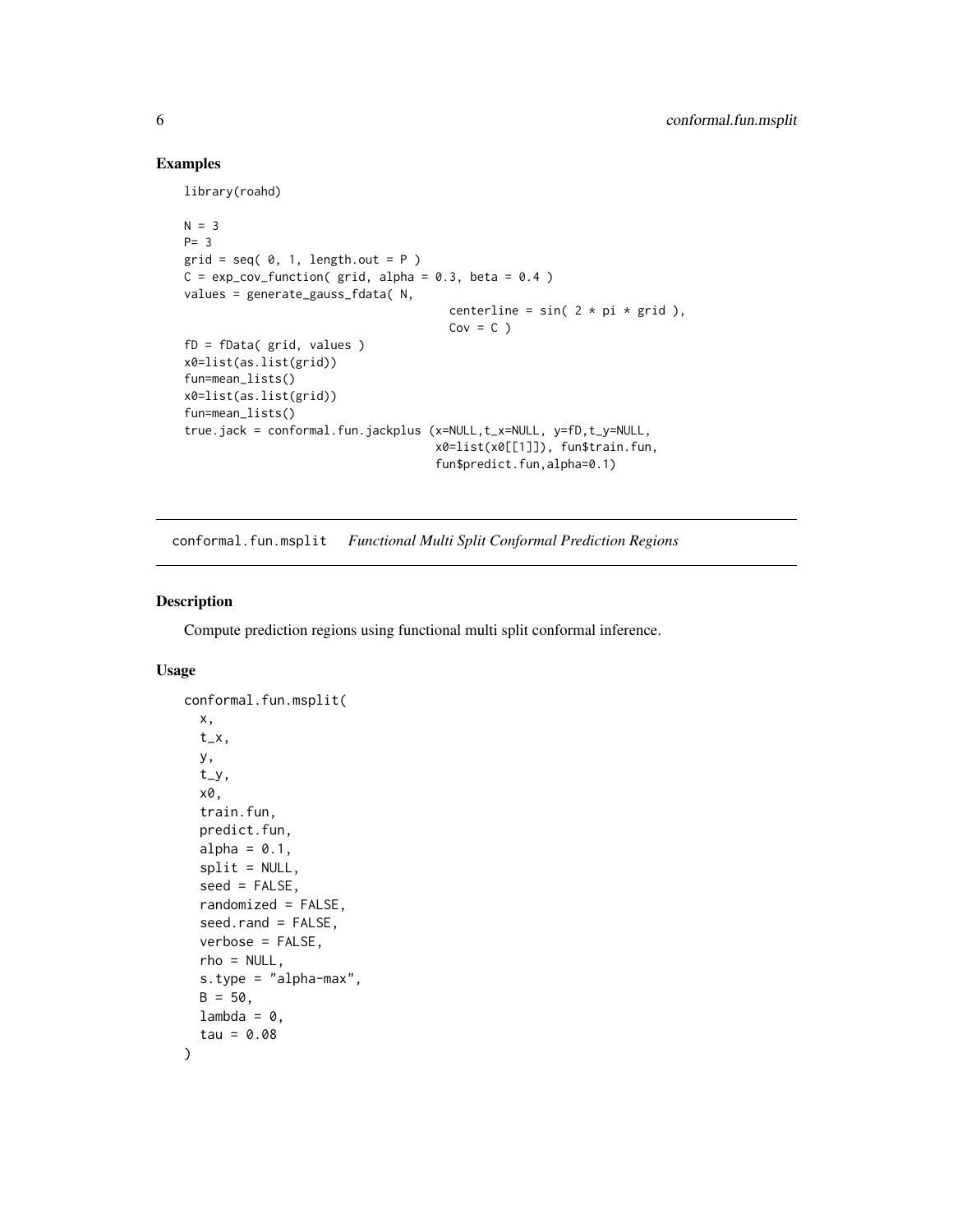## Examples

```
library(roahd)

N = 3
P= 3
grid = seq( 0, 1, length.out = P )
C = exp_cov_function( grid, alpha = 0.3, beta = 0.4 )
values = generate_gauss_fdata( N,
                                     centerline = sin( 2 * pi * grid ),
                                     Cov = C )
fD = fData( grid, values )
x0=list(as.list(grid))
fun=mean_lists()
x0=list(as.list(grid))
fun=mean_lists()
true.jack = conformal.fun.jackplus (x=NULL,t_x=NULL, y=fD,t_y=NULL,
                                   x0=list(x0[[1]]), fun$train.fun,
                                   fun$predict.fun,alpha=0.1)
```

---

# conformal.fun.msplit *Functional Multi Split Conformal Prediction Regions*

## Description

Compute prediction regions using functional multi split conformal inference.

## Usage

```
conformal.fun.msplit(
  x,
  t_x,
  y,
  t_y,
  x0,
  train.fun,
  predict.fun,
  alpha = 0.1,
  split = NULL,
  seed = FALSE,
  randomized = FALSE,
  seed.rand = FALSE,
  verbose = FALSE,
  rho = NULL,
  s.type = "alpha-max",
  B = 50,
  lambda = 0,
  tau = 0.08
)
```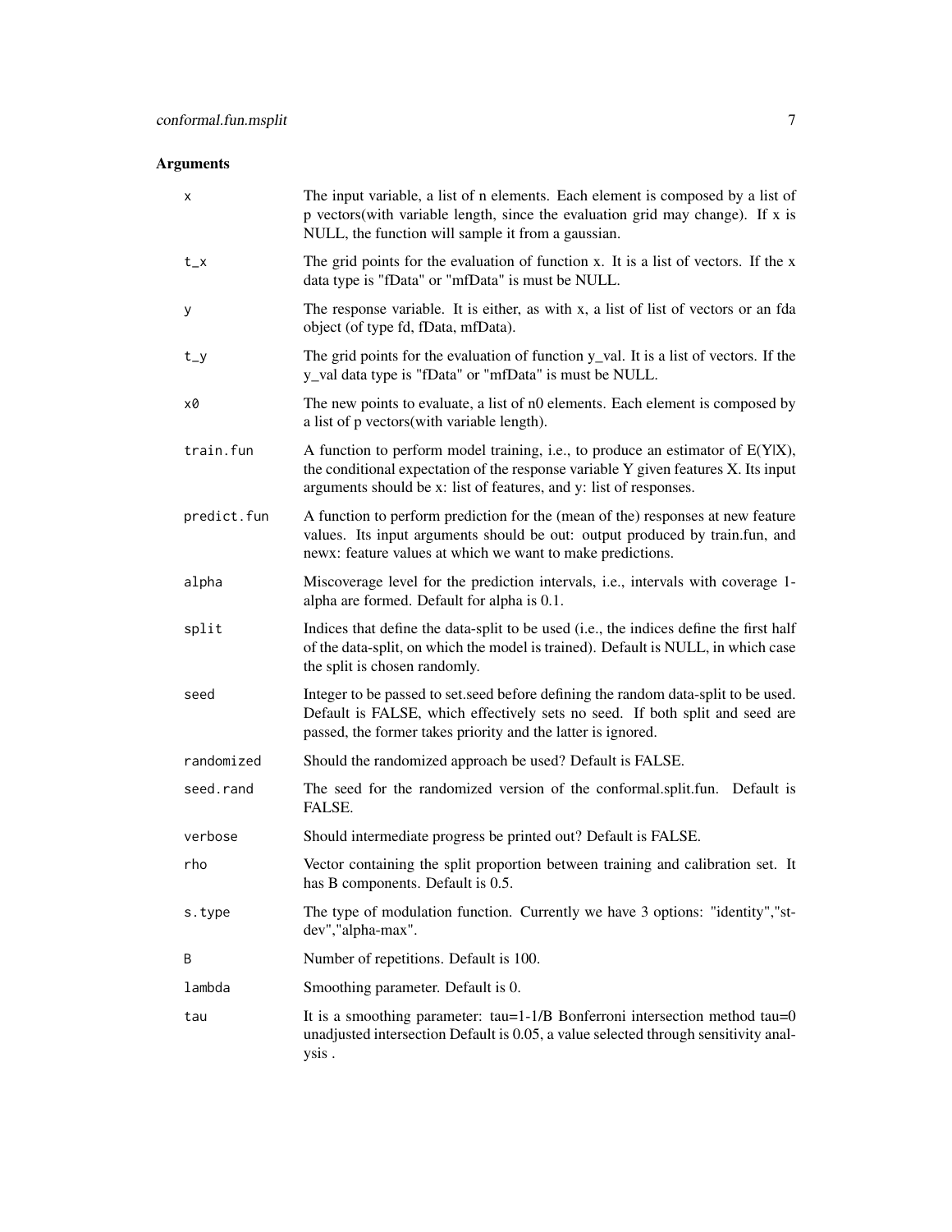## Arguments

| | |
|---|---|
| x | The input variable, a list of n elements. Each element is composed by a list of p vectors(with variable length, since the evaluation grid may change). If x is NULL, the function will sample it from a gaussian. |
| t_x | The grid points for the evaluation of function x. It is a list of vectors. If the x data type is "fData" or "mfData" is must be NULL. |
| y | The response variable. It is either, as with x, a list of list of vectors or an fda object (of type fd, fData, mfData). |
| t_y | The grid points for the evaluation of function y_val. It is a list of vectors. If the y_val data type is "fData" or "mfData" is must be NULL. |
| x0 | The new points to evaluate, a list of n0 elements. Each element is composed by a list of p vectors(with variable length). |
| train.fun | A function to perform model training, i.e., to produce an estimator of E(Y\|X), the conditional expectation of the response variable Y given features X. Its input arguments should be x: list of features, and y: list of responses. |
| predict.fun | A function to perform prediction for the (mean of the) responses at new feature values. Its input arguments should be out: output produced by train.fun, and newx: feature values at which we want to make predictions. |
| alpha | Miscoverage level for the prediction intervals, i.e., intervals with coverage 1-alpha are formed. Default for alpha is 0.1. |
| split | Indices that define the data-split to be used (i.e., the indices define the first half of the data-split, on which the model is trained). Default is NULL, in which case the split is chosen randomly. |
| seed | Integer to be passed to set.seed before defining the random data-split to be used. Default is FALSE, which effectively sets no seed. If both split and seed are passed, the former takes priority and the latter is ignored. |
| randomized | Should the randomized approach be used? Default is FALSE. |
| seed.rand | The seed for the randomized version of the conformal.split.fun. Default is FALSE. |
| verbose | Should intermediate progress be printed out? Default is FALSE. |
| rho | Vector containing the split proportion between training and calibration set. It has B components. Default is 0.5. |
| s.type | The type of modulation function. Currently we have 3 options: "identity","st-dev","alpha-max". |
| B | Number of repetitions. Default is 100. |
| lambda | Smoothing parameter. Default is 0. |
| tau | It is a smoothing parameter: tau=1-1/B Bonferroni intersection method tau=0 unadjusted intersection Default is 0.05, a value selected through sensitivity analysis . |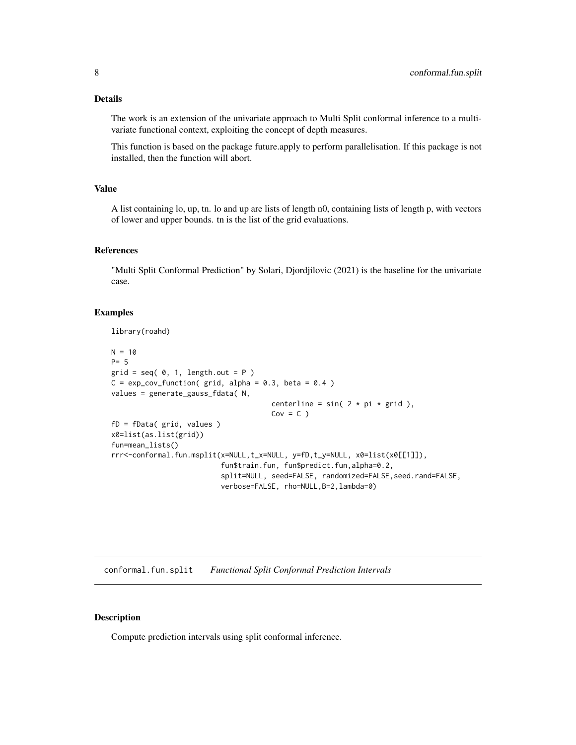### Details

The work is an extension of the univariate approach to Multi Split conformal inference to a multivariate functional context, exploiting the concept of depth measures.

This function is based on the package future.apply to perform parallelisation. If this package is not installed, then the function will abort.

### Value

A list containing lo, up, tn. lo and up are lists of length n0, containing lists of length p, with vectors of lower and upper bounds. tn is the list of the grid evaluations.

### References

"Multi Split Conformal Prediction" by Solari, Djordjilovic (2021) is the baseline for the univariate case.

### Examples

```
library(roahd)

N = 10
P= 5
grid = seq( 0, 1, length.out = P )
C = exp_cov_function( grid, alpha = 0.3, beta = 0.4 )
values = generate_gauss_fdata( N,
                                    centerline = sin( 2 * pi * grid ),
                                    Cov = C )
fD = fData( grid, values )
x0=list(as.list(grid))
fun=mean_lists()
rrr<-conformal.fun.msplit(x=NULL,t_x=NULL, y=fD,t_y=NULL, x0=list(x0[[1]]),
                         fun$train.fun, fun$predict.fun,alpha=0.2,
                         split=NULL, seed=FALSE, randomized=FALSE,seed.rand=FALSE,
                         verbose=FALSE, rho=NULL,B=2,lambda=0)
```

---

## conformal.fun.split    *Functional Split Conformal Prediction Intervals*

### Description

Compute prediction intervals using split conformal inference.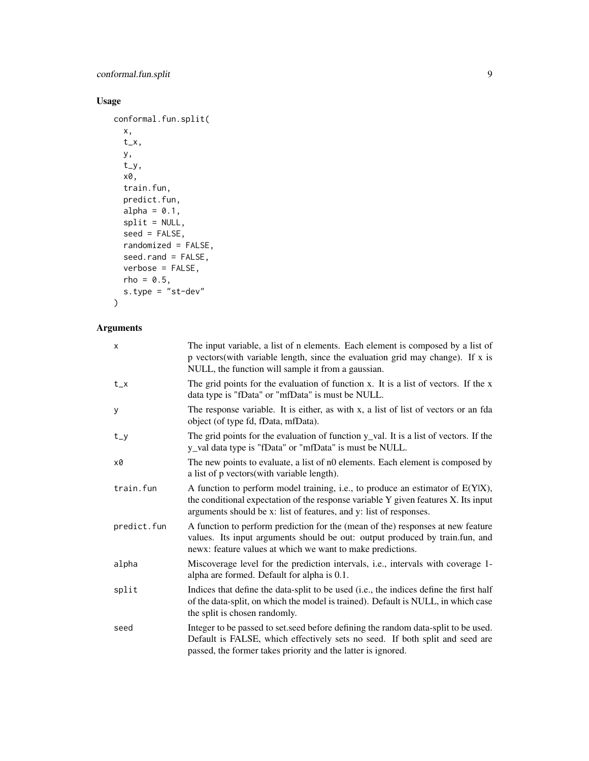## Usage

```
conformal.fun.split(
  x,
  t_x,
  y,
  t_y,
  x0,
  train.fun,
  predict.fun,
  alpha = 0.1,
  split = NULL,
  seed = FALSE,
  randomized = FALSE,
  seed.rand = FALSE,
  verbose = FALSE,
  rho = 0.5,
  s.type = "st-dev"
)
```

## Arguments

| | |
|---|---|
| x | The input variable, a list of n elements. Each element is composed by a list of p vectors(with variable length, since the evaluation grid may change). If x is NULL, the function will sample it from a gaussian. |
| t_x | The grid points for the evaluation of function x. It is a list of vectors. If the x data type is "fData" or "mfData" is must be NULL. |
| y | The response variable. It is either, as with x, a list of list of vectors or an fda object (of type fd, fData, mfData). |
| t_y | The grid points for the evaluation of function y_val. It is a list of vectors. If the y_val data type is "fData" or "mfData" is must be NULL. |
| x0 | The new points to evaluate, a list of n0 elements. Each element is composed by a list of p vectors(with variable length). |
| train.fun | A function to perform model training, i.e., to produce an estimator of E(Y\|X), the conditional expectation of the response variable Y given features X. Its input arguments should be x: list of features, and y: list of responses. |
| predict.fun | A function to perform prediction for the (mean of the) responses at new feature values. Its input arguments should be out: output produced by train.fun, and newx: feature values at which we want to make predictions. |
| alpha | Miscoverage level for the prediction intervals, i.e., intervals with coverage 1-alpha are formed. Default for alpha is 0.1. |
| split | Indices that define the data-split to be used (i.e., the indices define the first half of the data-split, on which the model is trained). Default is NULL, in which case the split is chosen randomly. |
| seed | Integer to be passed to set.seed before defining the random data-split to be used. Default is FALSE, which effectively sets no seed. If both split and seed are passed, the former takes priority and the latter is ignored. |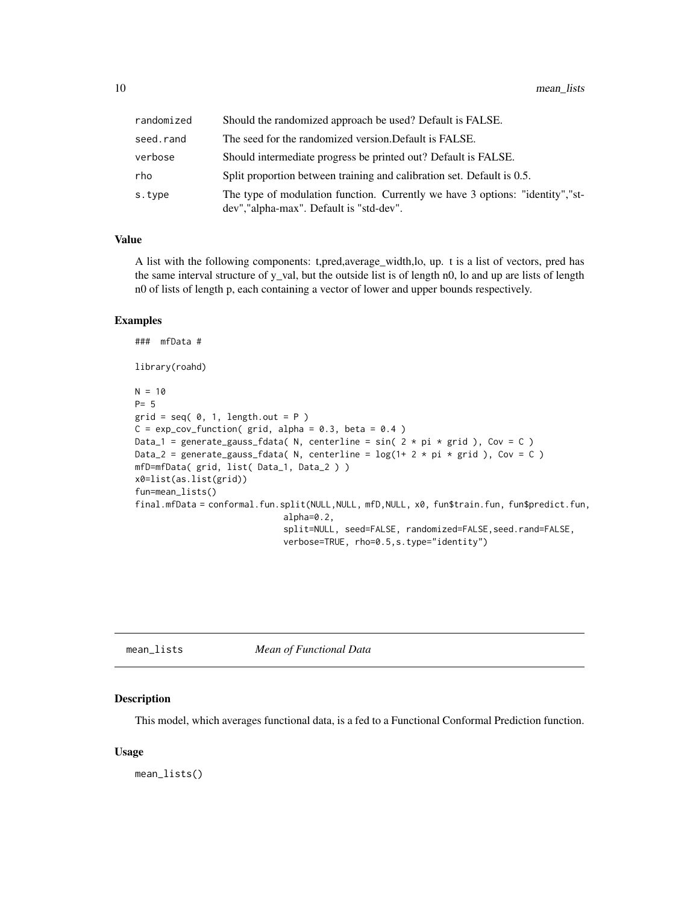| | |
|---|---|
| randomized | Should the randomized approach be used? Default is FALSE. |
| seed.rand | The seed for the randomized version.Default is FALSE. |
| verbose | Should intermediate progress be printed out? Default is FALSE. |
| rho | Split proportion between training and calibration set. Default is 0.5. |
| s.type | The type of modulation function. Currently we have 3 options: "identity","st-dev","alpha-max". Default is "std-dev". |

### Value

A list with the following components: t,pred,average_width,lo, up. t is a list of vectors, pred has the same interval structure of y_val, but the outside list is of length n0, lo and up are lists of length n0 of lists of length p, each containing a vector of lower and upper bounds respectively.

### Examples

```
###  mfData #

library(roahd)

N = 10
P= 5
grid = seq( 0, 1, length.out = P )
C = exp_cov_function( grid, alpha = 0.3, beta = 0.4 )
Data_1 = generate_gauss_fdata( N, centerline = sin( 2 * pi * grid ), Cov = C )
Data_2 = generate_gauss_fdata( N, centerline = log(1+ 2 * pi * grid ), Cov = C )
mfD=mfData( grid, list( Data_1, Data_2 ) )
x0=list(as.list(grid))
fun=mean_lists()
final.mfData = conformal.fun.split(NULL,NULL, mfD,NULL, x0, fun$train.fun, fun$predict.fun,
                            alpha=0.2,
                            split=NULL, seed=FALSE, randomized=FALSE,seed.rand=FALSE,
                            verbose=TRUE, rho=0.5,s.type="identity")
```

---

## mean_lists — *Mean of Functional Data*

### Description

This model, which averages functional data, is a fed to a Functional Conformal Prediction function.

### Usage

```
mean_lists()
```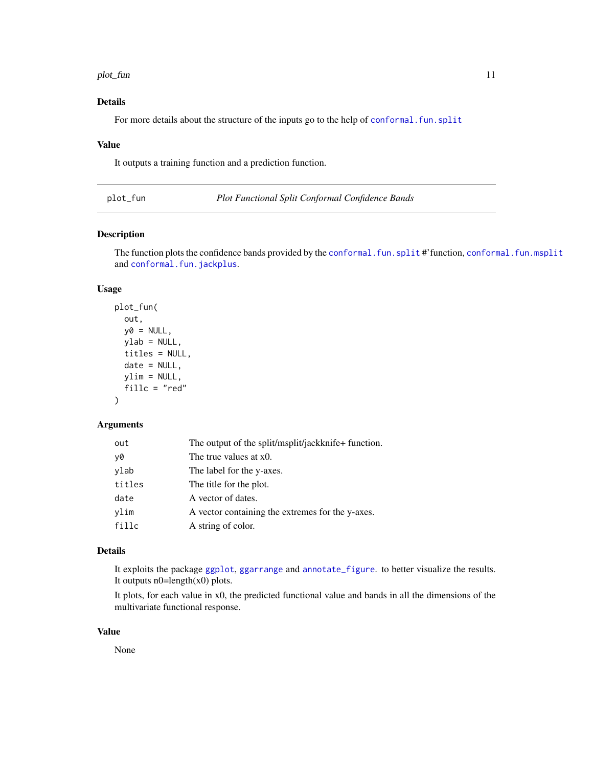### Details

For more details about the structure of the inputs go to the help of conformal.fun.split

### Value

It outputs a training function and a prediction function.

---

## plot_fun — *Plot Functional Split Conformal Confidence Bands*

---

### Description

The function plots the confidence bands provided by the conformal.fun.split #'function, conformal.fun.msplit and conformal.fun.jackplus.

### Usage

```
plot_fun(
  out,
  y0 = NULL,
  ylab = NULL,
  titles = NULL,
  date = NULL,
  ylim = NULL,
  fillc = "red"
)
```

### Arguments

| Argument | Description |
|---|---|
| `out` | The output of the split/msplit/jackknife+ function. |
| `y0` | The true values at x0. |
| `ylab` | The label for the y-axes. |
| `titles` | The title for the plot. |
| `date` | A vector of dates. |
| `ylim` | A vector containing the extremes for the y-axes. |
| `fillc` | A string of color. |

### Details

It exploits the package ggplot, ggarrange and annotate_figure. to better visualize the results. It outputs n0=length(x0) plots.

It plots, for each value in x0, the predicted functional value and bands in all the dimensions of the multivariate functional response.

### Value

None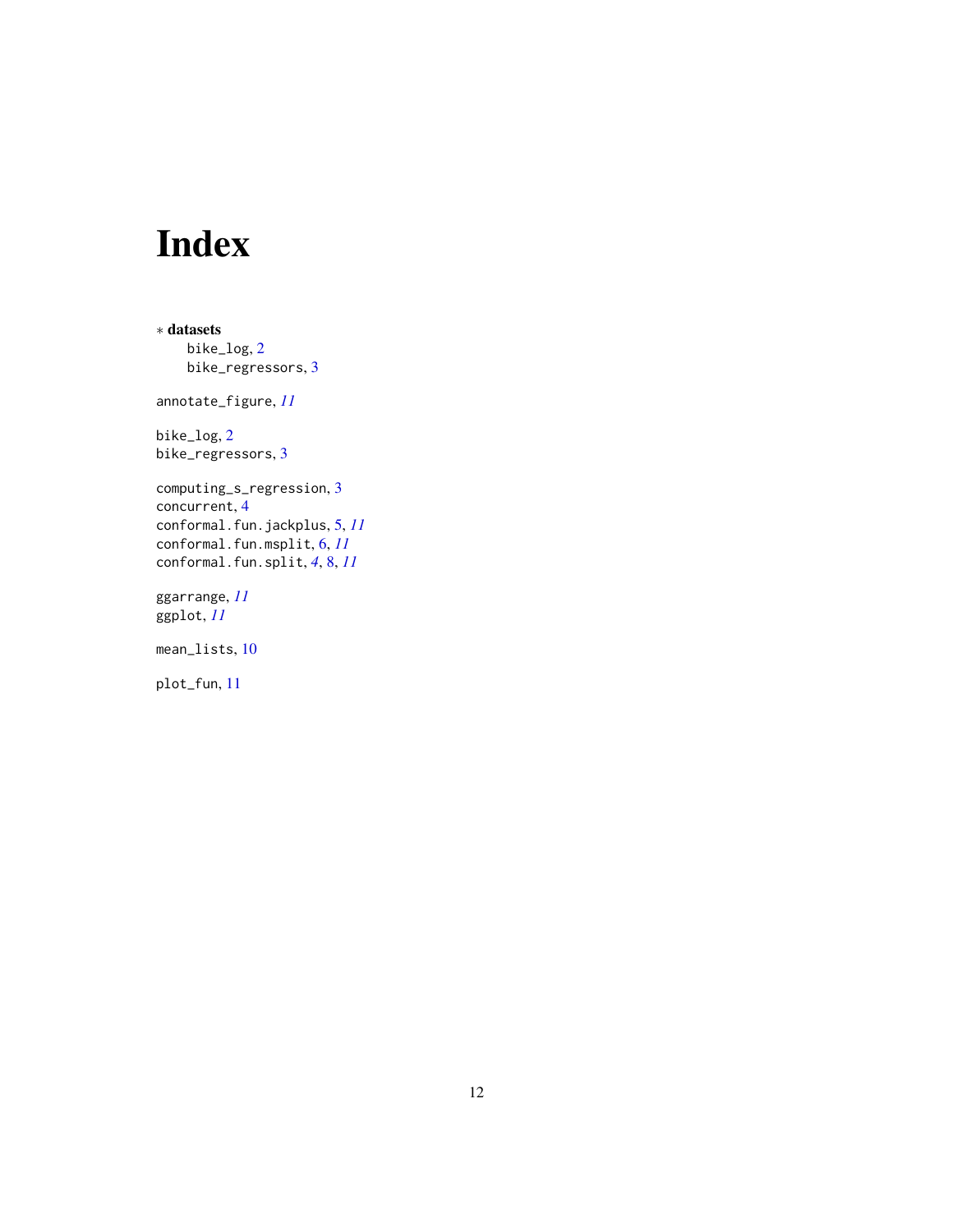# Index

* **datasets**
    - bike_log, 2
    - bike_regressors, 3

annotate_figure, *11*

bike_log, 2
bike_regressors, 3

computing_s_regression, 3
concurrent, 4
conformal.fun.jackplus, 5, *11*
conformal.fun.msplit, 6, *11*
conformal.fun.split, *4*, 8, *11*

ggarrange, *11*
ggplot, *11*

mean_lists, 10

plot_fun, 11